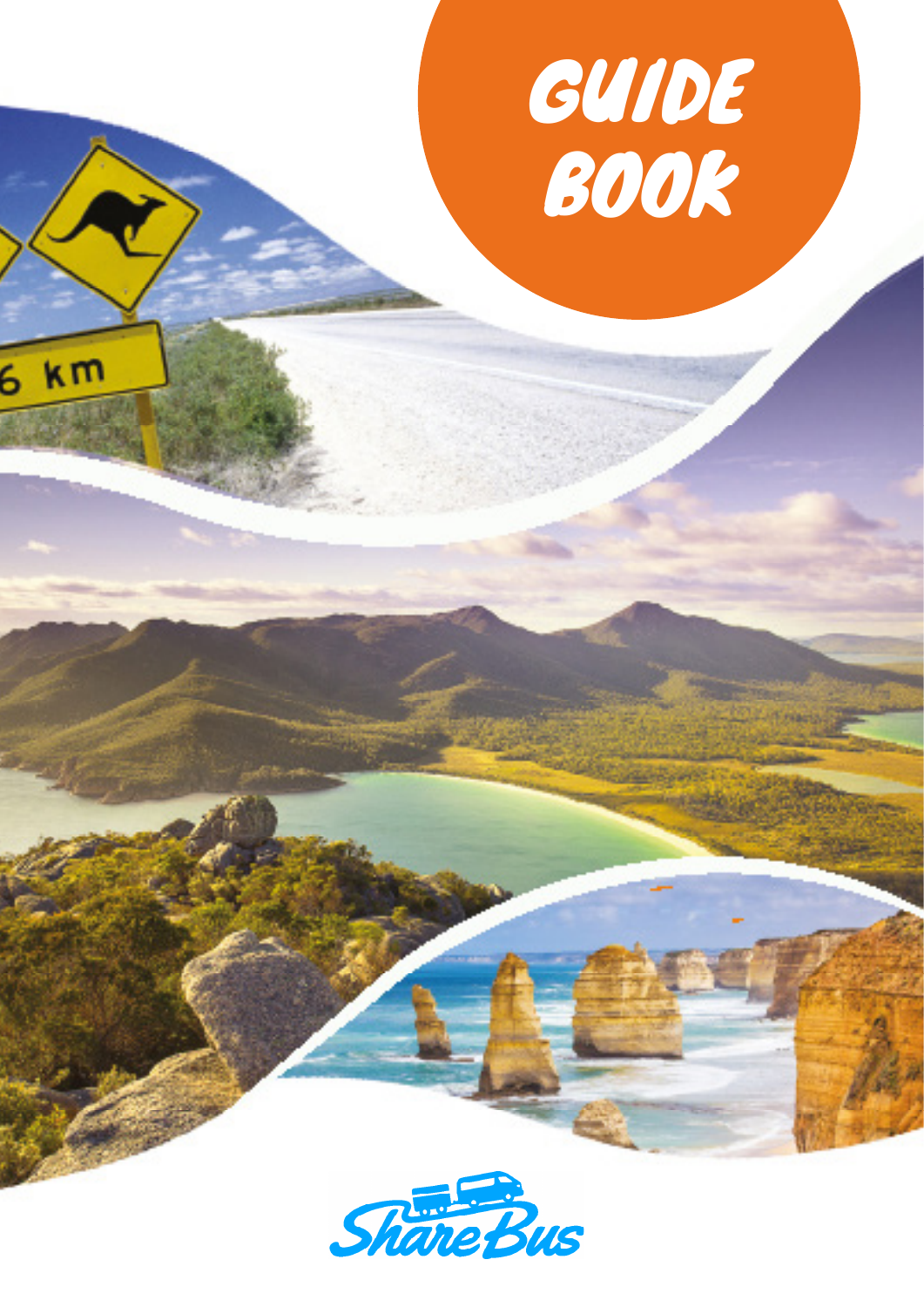# GUIDE BOOK

ShareBus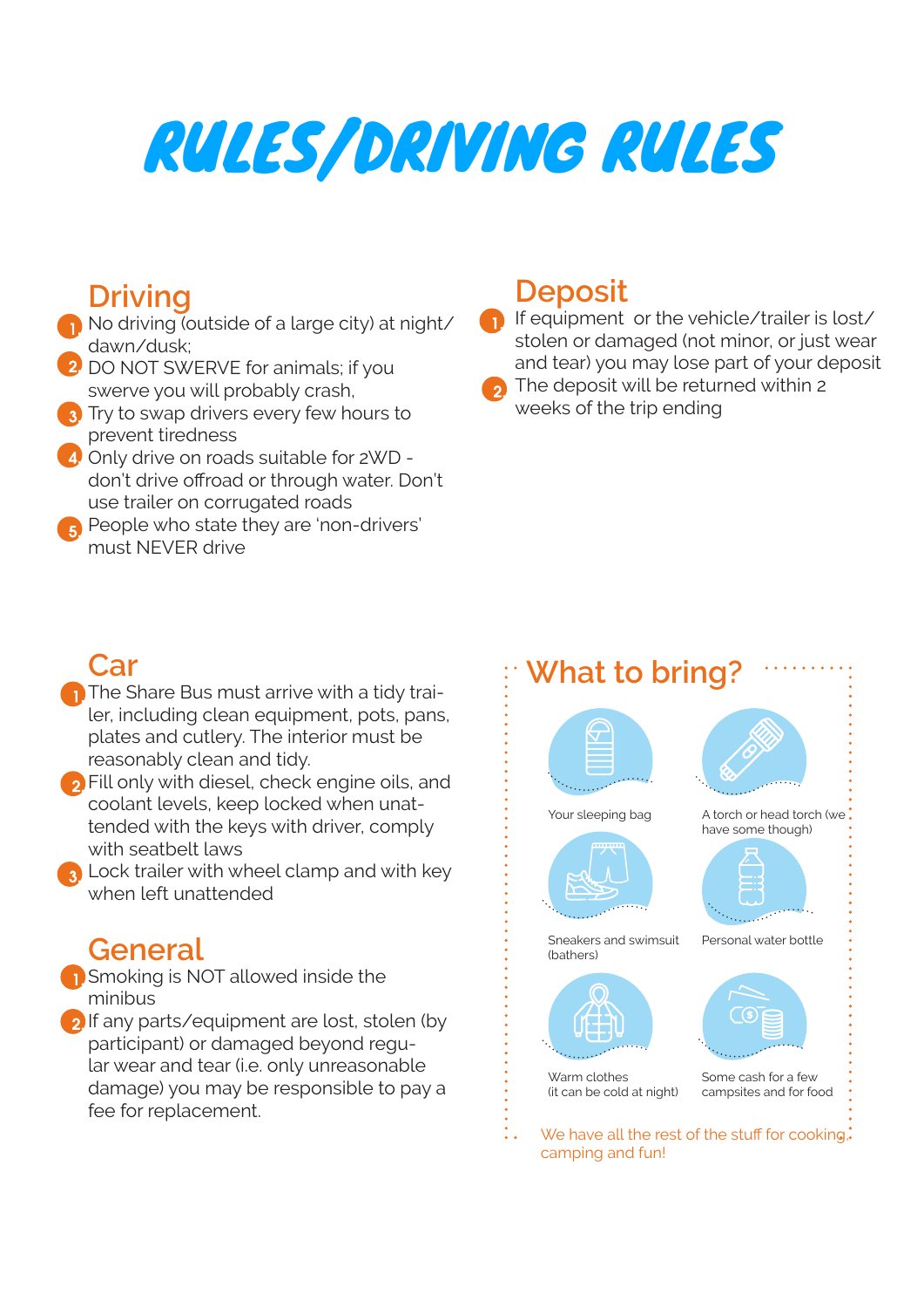# RULES/DRIVING RULES

## Driving

1. No driving (outside of a large city) at night/ dawn/dusk;
2. DO NOT SWERVE for animals; if you swerve you will probably crash,
3. Try to swap drivers every few hours to prevent tiredness
4. Only drive on roads suitable for 2WD - don't drive offroad or through water. Don't use trailer on corrugated roads
5. People who state they are 'non-drivers' must NEVER drive

## Deposit

1. If equipment or the vehicle/trailer is lost/ stolen or damaged (not minor, or just wear and tear) you may lose part of your deposit
2. The deposit will be returned within 2 weeks of the trip ending

## Car

1. The Share Bus must arrive with a tidy trailer, including clean equipment, pots, pans, plates and cutlery. The interior must be reasonably clean and tidy.
2. Fill only with diesel, check engine oils, and coolant levels, keep locked when unattended with the keys with driver, comply with seatbelt laws
3. Lock trailer with wheel clamp and with key when left unattended

## General

1. Smoking is NOT allowed inside the minibus
2. If any parts/equipment are lost, stolen (by participant) or damaged beyond regular wear and tear (i.e. only unreasonable damage) you may be responsible to pay a fee for replacement.

## What to bring?

- Your sleeping bag
- A torch or head torch (we have some though)
- Sneakers and swimsuit (bathers)
- Personal water bottle
- Warm clothes (it can be cold at night)
- Some cash for a few campsites and for food

We have all the rest of the stuff for cooking, camping and fun!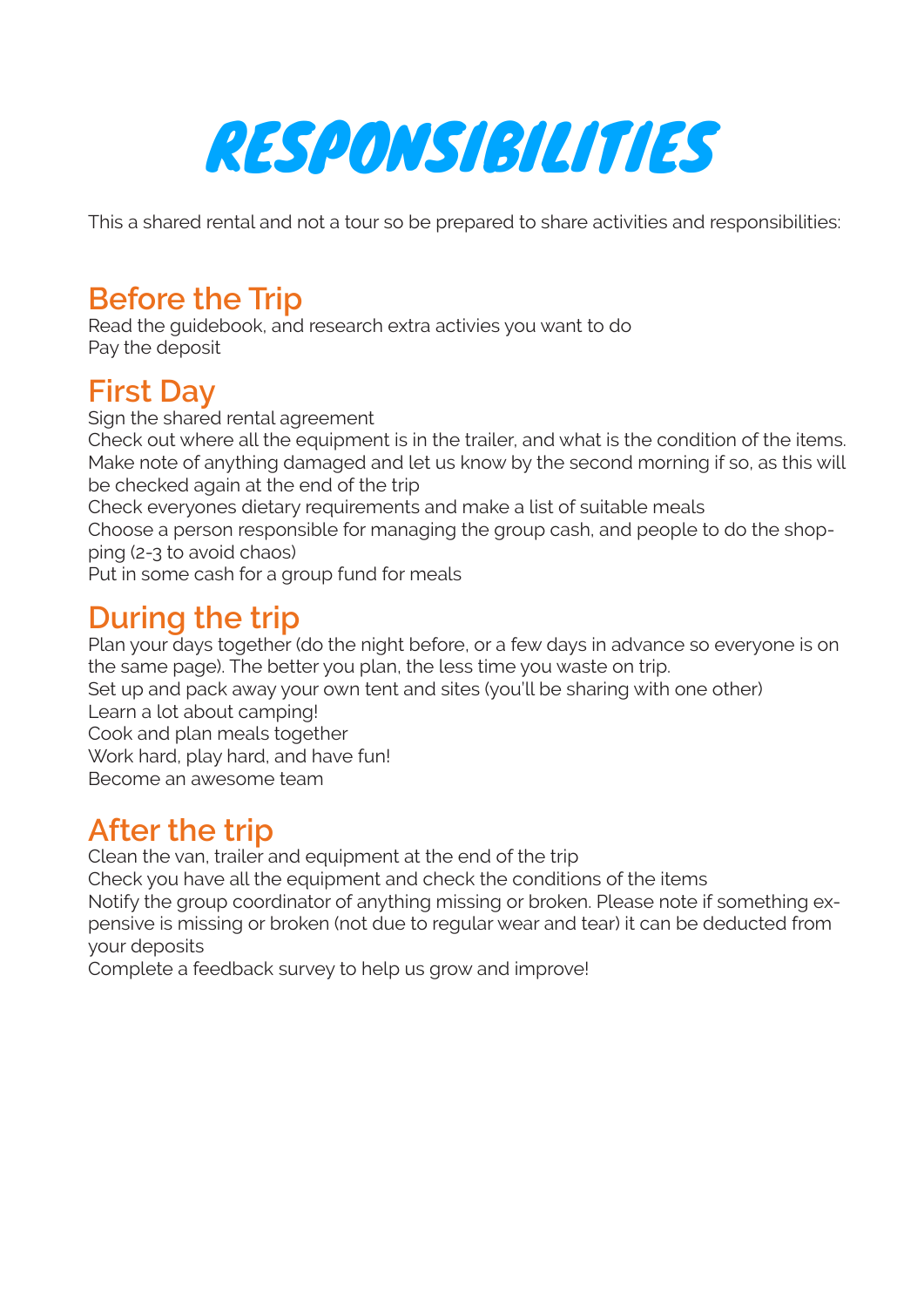# RESPONSIBILITIES

This a shared rental and not a tour so be prepared to share activities and responsibilities:

## Before the Trip

Read the guidebook, and research extra activies you want to do
Pay the deposit

## First Day

Sign the shared rental agreement
Check out where all the equipment is in the trailer, and what is the condition of the items.
Make note of anything damaged and let us know by the second morning if so, as this will be checked again at the end of the trip
Check everyones dietary requirements and make a list of suitable meals
Choose a person responsible for managing the group cash, and people to do the shopping (2-3 to avoid chaos)
Put in some cash for a group fund for meals

## During the trip

Plan your days together (do the night before, or a few days in advance so everyone is on the same page). The better you plan, the less time you waste on trip.
Set up and pack away your own tent and sites (you'll be sharing with one other)
Learn a lot about camping!
Cook and plan meals together
Work hard, play hard, and have fun!
Become an awesome team

## After the trip

Clean the van, trailer and equipment at the end of the trip
Check you have all the equipment and check the conditions of the items
Notify the group coordinator of anything missing or broken. Please note if something expensive is missing or broken (not due to regular wear and tear) it can be deducted from your deposits
Complete a feedback survey to help us grow and improve!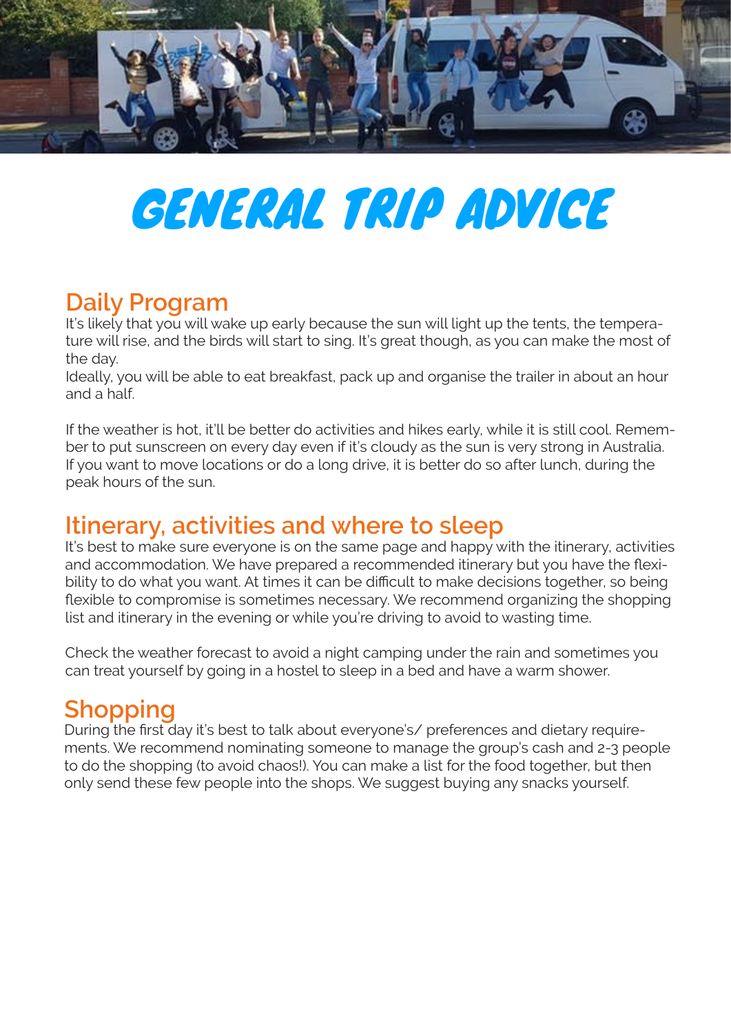# GENERAL TRIP ADVICE

## Daily Program

It's likely that you will wake up early because the sun will light up the tents, the temperature will rise, and the birds will start to sing. It's great though, as you can make the most of the day.
Ideally, you will be able to eat breakfast, pack up and organise the trailer in about an hour and a half.

If the weather is hot, it'll be better do activities and hikes early, while it is still cool. Remember to put sunscreen on every day even if it's cloudy as the sun is very strong in Australia. If you want to move locations or do a long drive, it is better do so after lunch, during the peak hours of the sun.

## Itinerary, activities and where to sleep

It's best to make sure everyone is on the same page and happy with the itinerary, activities and accommodation. We have prepared a recommended itinerary but you have the flexibility to do what you want. At times it can be difficult to make decisions together, so being flexible to compromise is sometimes necessary. We recommend organizing the shopping list and itinerary in the evening or while you're driving to avoid to wasting time.

Check the weather forecast to avoid a night camping under the rain and sometimes you can treat yourself by going in a hostel to sleep in a bed and have a warm shower.

## Shopping

During the first day it's best to talk about everyone's/ preferences and dietary requirements. We recommend nominating someone to manage the group's cash and 2-3 people to do the shopping (to avoid chaos!). You can make a list for the food together, but then only send these few people into the shops. We suggest buying any snacks yourself.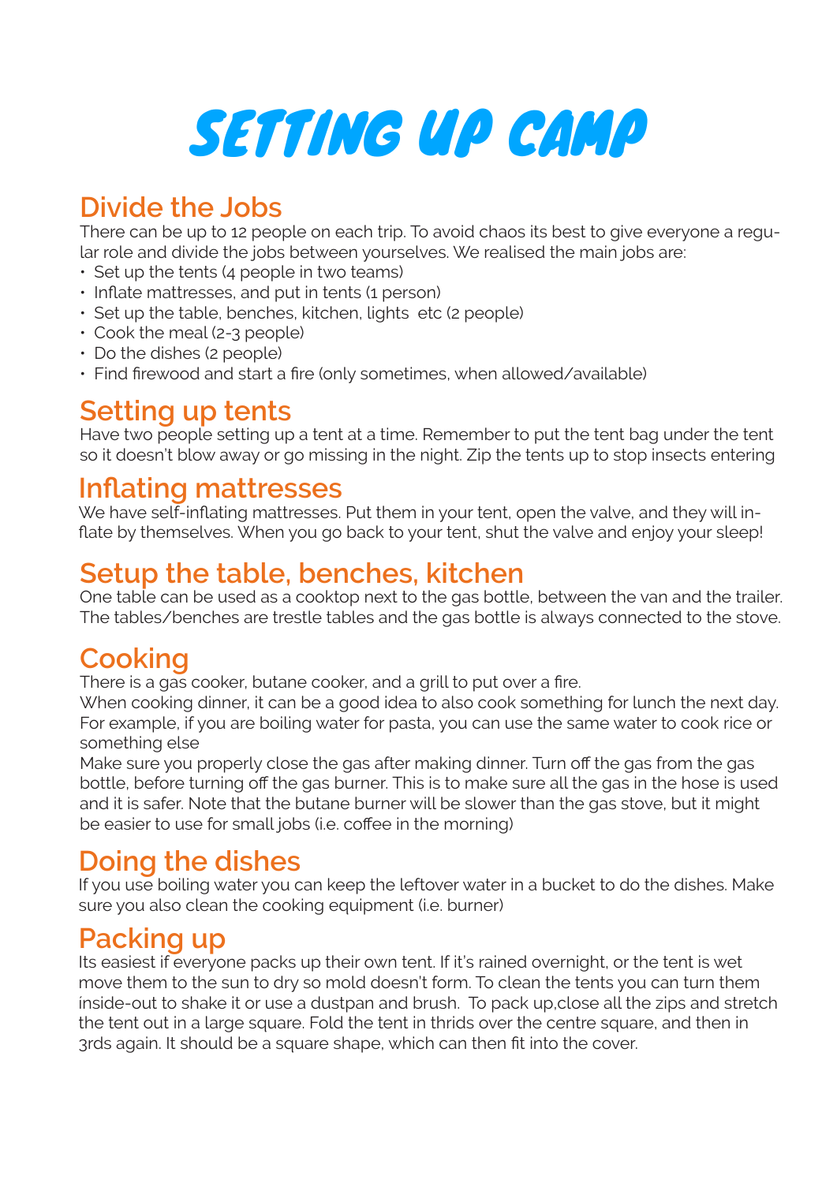# SETTING UP CAMP

## Divide the Jobs

There can be up to 12 people on each trip. To avoid chaos its best to give everyone a regular role and divide the jobs between yourselves. We realised the main jobs are:

- Set up the tents (4 people in two teams)
- Inflate mattresses, and put in tents (1 person)
- Set up the table, benches, kitchen, lights  etc (2 people)
- Cook the meal (2-3 people)
- Do the dishes (2 people)
- Find firewood and start a fire (only sometimes, when allowed/available)

## Setting up tents

Have two people setting up a tent at a time. Remember to put the tent bag under the tent so it doesn't blow away or go missing in the night. Zip the tents up to stop insects entering

## Inflating mattresses

We have self-inflating mattresses. Put them in your tent, open the valve, and they will inflate by themselves. When you go back to your tent, shut the valve and enjoy your sleep!

## Setup the table, benches, kitchen

One table can be used as a cooktop next to the gas bottle, between the van and the trailer. The tables/benches are trestle tables and the gas bottle is always connected to the stove.

## Cooking

There is a gas cooker, butane cooker, and a grill to put over a fire.

When cooking dinner, it can be a good idea to also cook something for lunch the next day. For example, if you are boiling water for pasta, you can use the same water to cook rice or something else

Make sure you properly close the gas after making dinner. Turn off the gas from the gas bottle, before turning off the gas burner. This is to make sure all the gas in the hose is used and it is safer. Note that the butane burner will be slower than the gas stove, but it might be easier to use for small jobs (i.e. coffee in the morning)

## Doing the dishes

If you use boiling water you can keep the leftover water in a bucket to do the dishes. Make sure you also clean the cooking equipment (i.e. burner)

## Packing up

Its easiest if everyone packs up their own tent. If it's rained overnight, or the tent is wet move them to the sun to dry so mold doesn't form. To clean the tents you can turn them inside-out to shake it or use a dustpan and brush.  To pack up,close all the zips and stretch the tent out in a large square. Fold the tent in thrids over the centre square, and then in 3rds again. It should be a square shape, which can then fit into the cover.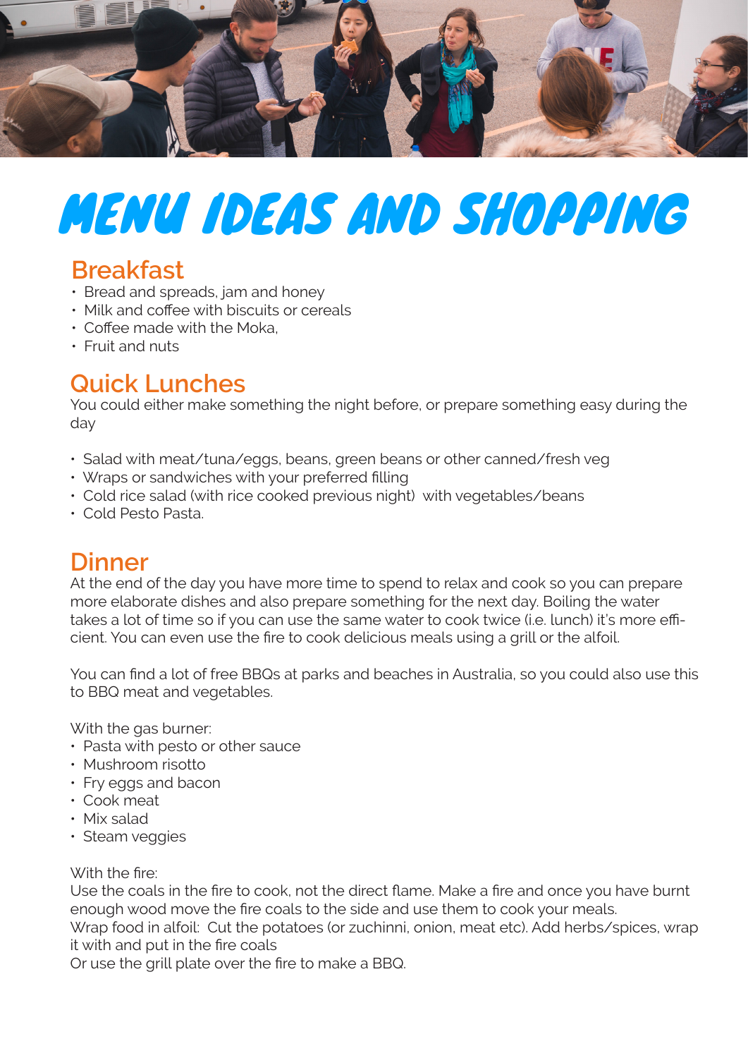# MENU IDEAS AND SHOPPING

## Breakfast

- Bread and spreads, jam and honey
- Milk and coffee with biscuits or cereals
- Coffee made with the Moka,
- Fruit and nuts

## Quick Lunches

You could either make something the night before, or prepare something easy during the day

- Salad with meat/tuna/eggs, beans, green beans or other canned/fresh veg
- Wraps or sandwiches with your preferred filling
- Cold rice salad (with rice cooked previous night) with vegetables/beans
- Cold Pesto Pasta.

## Dinner

At the end of the day you have more time to spend to relax and cook so you can prepare more elaborate dishes and also prepare something for the next day. Boiling the water takes a lot of time so if you can use the same water to cook twice (i.e. lunch) it's more efficient. You can even use the fire to cook delicious meals using a grill or the alfoil.

You can find a lot of free BBQs at parks and beaches in Australia, so you could also use this to BBQ meat and vegetables.

With the gas burner:

- Pasta with pesto or other sauce
- Mushroom risotto
- Fry eggs and bacon
- Cook meat
- Mix salad
- Steam veggies

With the fire:
Use the coals in the fire to cook, not the direct flame. Make a fire and once you have burnt enough wood move the fire coals to the side and use them to cook your meals.
Wrap food in alfoil: Cut the potatoes (or zuchinni, onion, meat etc). Add herbs/spices, wrap it with and put in the fire coals
Or use the grill plate over the fire to make a BBQ.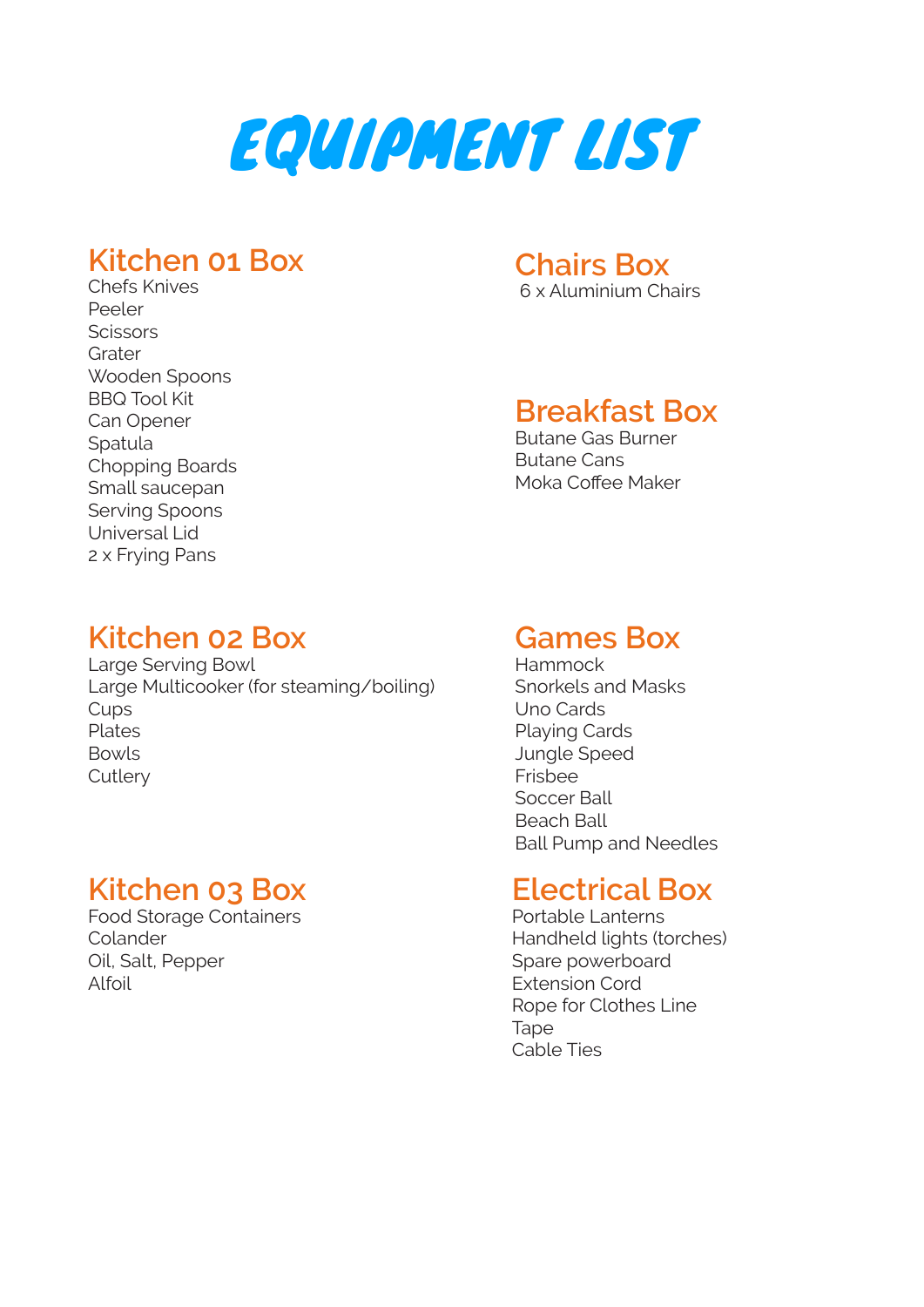# EQUIPMENT LIST

## Kitchen 01 Box

Chefs Knives
Peeler
Scissors
Grater
Wooden Spoons
BBQ Tool Kit
Can Opener
Spatula
Chopping Boards
Small saucepan
Serving Spoons
Universal Lid
2 x Frying Pans

## Kitchen 02 Box

Large Serving Bowl
Large Multicooker (for steaming/boiling)
Cups
Plates
Bowls
Cutlery

## Kitchen 03 Box

Food Storage Containers
Colander
Oil, Salt, Pepper
Alfoil

## Chairs Box

6 x Aluminium Chairs

## Breakfast Box

Butane Gas Burner
Butane Cans
Moka Coffee Maker

## Games Box

Hammock
Snorkels and Masks
Uno Cards
Playing Cards
Jungle Speed
Frisbee
Soccer Ball
Beach Ball
Ball Pump and Needles

## Electrical Box

Portable Lanterns
Handheld lights (torches)
Spare powerboard
Extension Cord
Rope for Clothes Line
Tape
Cable Ties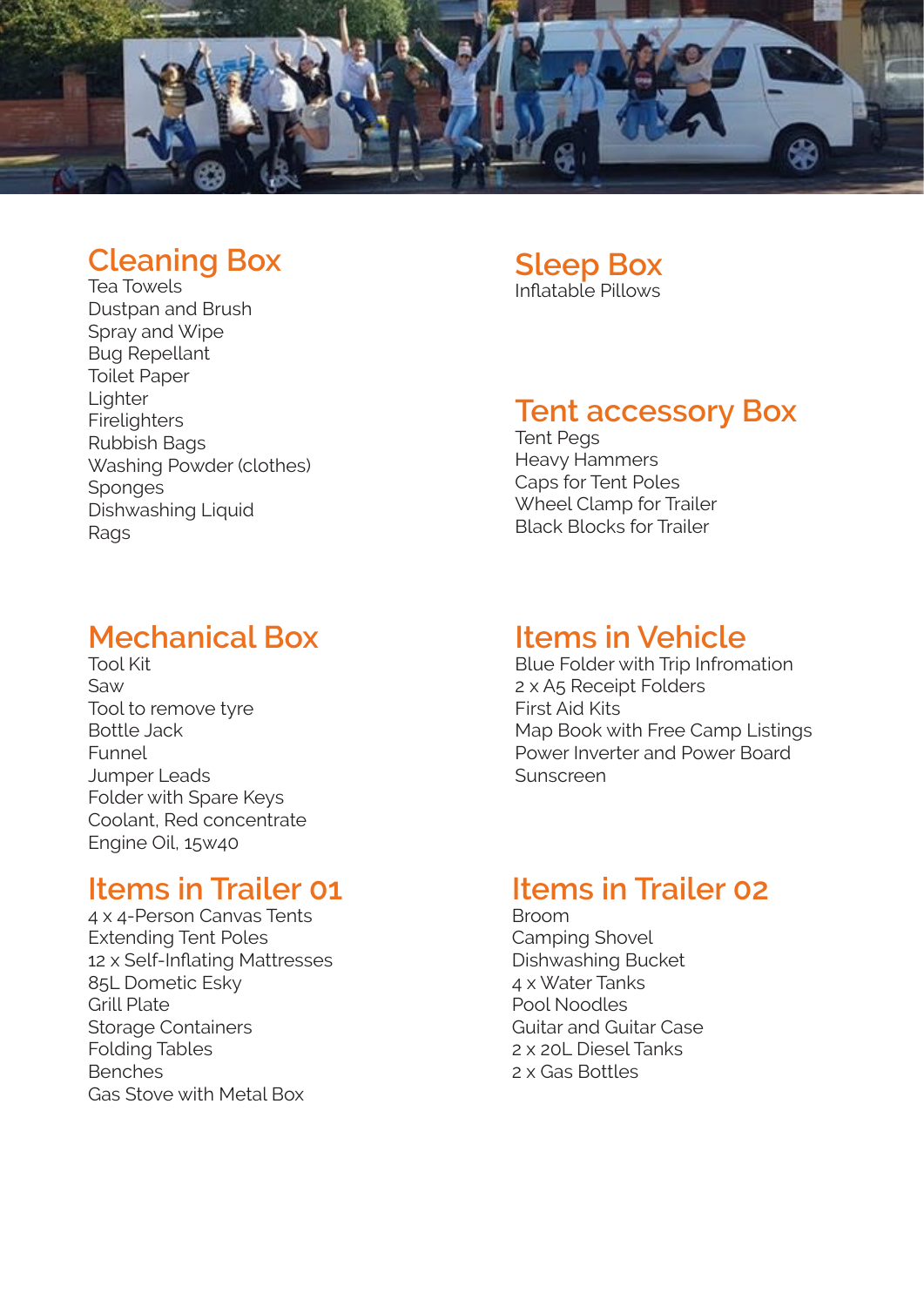## Cleaning Box

Tea Towels
Dustpan and Brush
Spray and Wipe
Bug Repellant
Toilet Paper
Lighter
Firelighters
Rubbish Bags
Washing Powder (clothes)
Sponges
Dishwashing Liquid
Rags

## Sleep Box

Inflatable Pillows

## Tent accessory Box

Tent Pegs
Heavy Hammers
Caps for Tent Poles
Wheel Clamp for Trailer
Black Blocks for Trailer

## Mechanical Box

Tool Kit
Saw
Tool to remove tyre
Bottle Jack
Funnel
Jumper Leads
Folder with Spare Keys
Coolant, Red concentrate
Engine Oil, 15w40

## Items in Vehicle

Blue Folder with Trip Infromation
2 x A5 Receipt Folders
First Aid Kits
Map Book with Free Camp Listings
Power Inverter and Power Board
Sunscreen

## Items in Trailer 01

4 x 4-Person Canvas Tents
Extending Tent Poles
12 x Self-Inflating Mattresses
85L Dometic Esky
Grill Plate
Storage Containers
Folding Tables
Benches
Gas Stove with Metal Box

## Items in Trailer 02

Broom
Camping Shovel
Dishwashing Bucket
4 x Water Tanks
Pool Noodles
Guitar and Guitar Case
2 x 20L Diesel Tanks
2 x Gas Bottles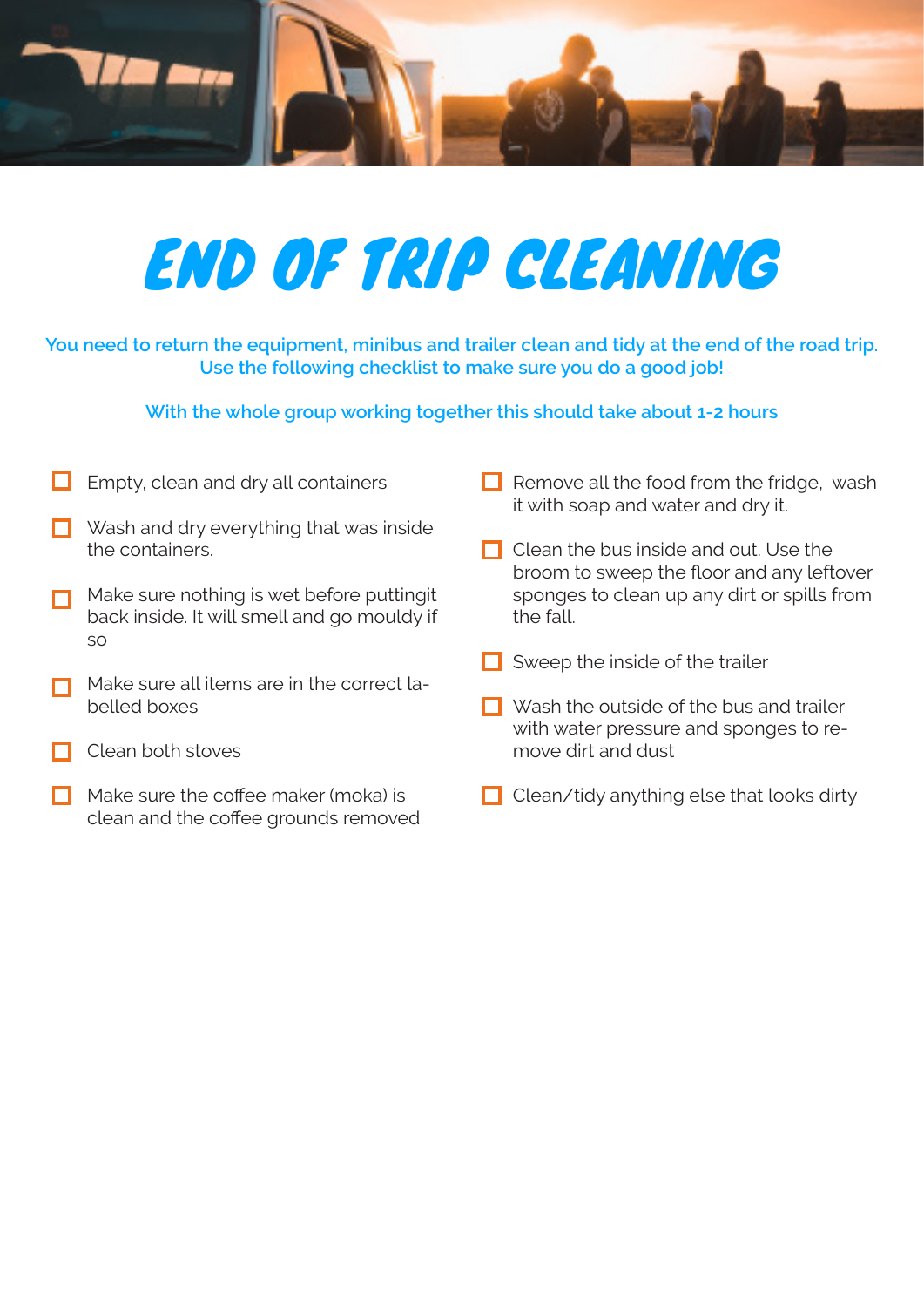# END OF TRIP CLEANING

**You need to return the equipment, minibus and trailer clean and tidy at the end of the road trip. Use the following checklist to make sure you do a good job!**

**With the whole group working together this should take about 1-2 hours**

- [ ] Empty, clean and dry all containers
- [ ] Wash and dry everything that was inside the containers.
- [ ] Make sure nothing is wet before puttingit back inside. It will smell and go mouldy if so
- [ ] Make sure all items are in the correct labelled boxes
- [ ] Clean both stoves
- [ ] Make sure the coffee maker (moka) is clean and the coffee grounds removed
- [ ] Remove all the food from the fridge, wash it with soap and water and dry it.
- [ ] Clean the bus inside and out. Use the broom to sweep the floor and any leftover sponges to clean up any dirt or spills from the fall.
- [ ] Sweep the inside of the trailer
- [ ] Wash the outside of the bus and trailer with water pressure and sponges to remove dirt and dust
- [ ] Clean/tidy anything else that looks dirty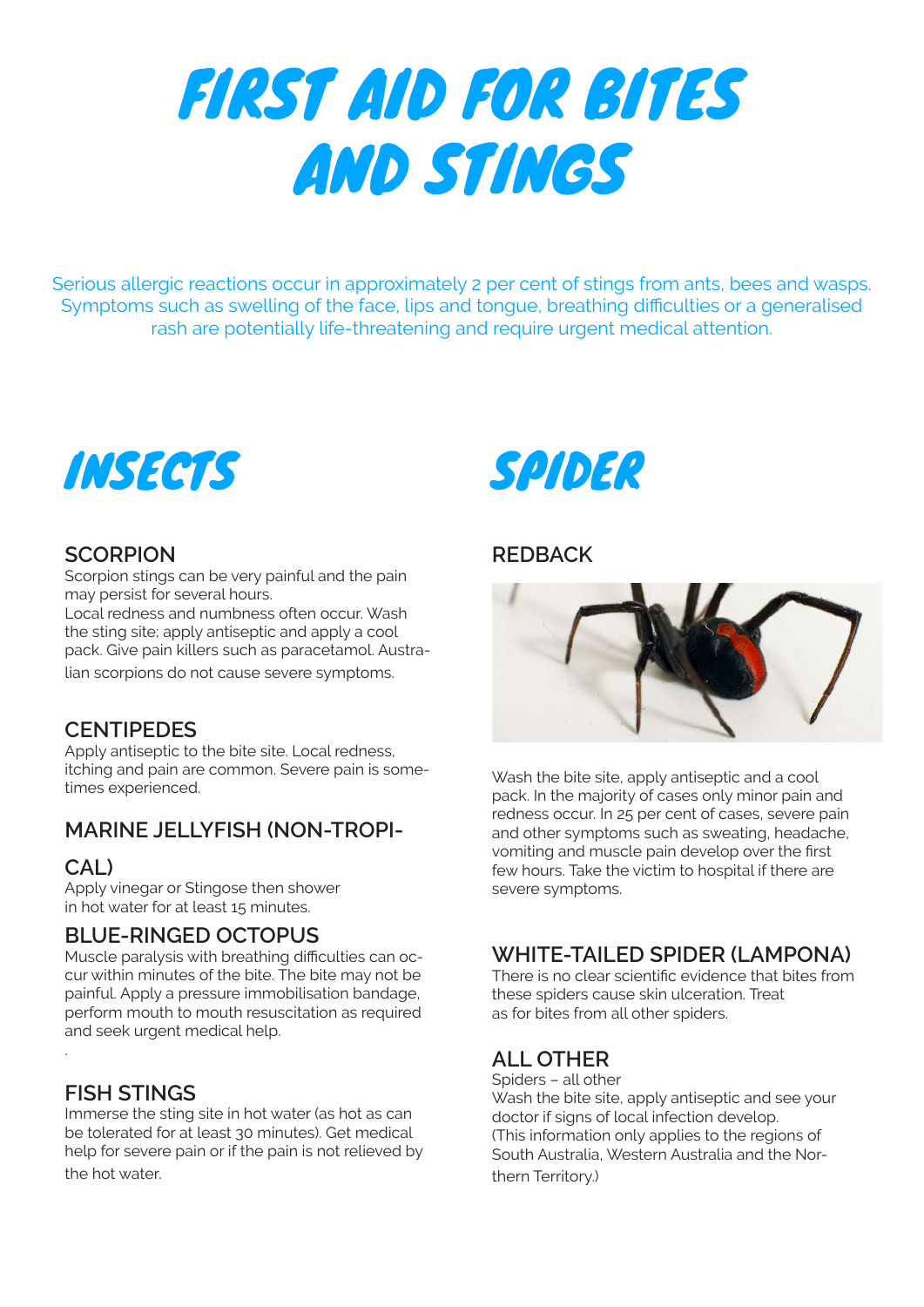# FIRST AID FOR BITES AND STINGS

Serious allergic reactions occur in approximately 2 per cent of stings from ants, bees and wasps. Symptoms such as swelling of the face, lips and tongue, breathing difficulties or a generalised rash are potentially life-threatening and require urgent medical attention.

## INSECTS

### SCORPION

Scorpion stings can be very painful and the pain may persist for several hours.
Local redness and numbness often occur. Wash the sting site; apply antiseptic and apply a cool pack. Give pain killers such as paracetamol. Australian scorpions do not cause severe symptoms.

### CENTIPEDES

Apply antiseptic to the bite site. Local redness, itching and pain are common. Severe pain is sometimes experienced.

### MARINE JELLYFISH (NON-TROPICAL)

Apply vinegar or Stingose then shower in hot water for at least 15 minutes.

### BLUE-RINGED OCTOPUS

Muscle paralysis with breathing difficulties can occur within minutes of the bite. The bite may not be painful. Apply a pressure immobilisation bandage, perform mouth to mouth resuscitation as required and seek urgent medical help.

### FISH STINGS

Immerse the sting site in hot water (as hot as can be tolerated for at least 30 minutes). Get medical help for severe pain or if the pain is not relieved by the hot water.

## SPIDER

### REDBACK

Wash the bite site, apply antiseptic and a cool pack. In the majority of cases only minor pain and redness occur. In 25 per cent of cases, severe pain and other symptoms such as sweating, headache, vomiting and muscle pain develop over the first few hours. Take the victim to hospital if there are severe symptoms.

### WHITE-TAILED SPIDER (LAMPONA)

There is no clear scientific evidence that bites from these spiders cause skin ulceration. Treat as for bites from all other spiders.

### ALL OTHER

Spiders – all other
Wash the bite site, apply antiseptic and see your doctor if signs of local infection develop.
(This information only applies to the regions of South Australia, Western Australia and the Northern Territory.)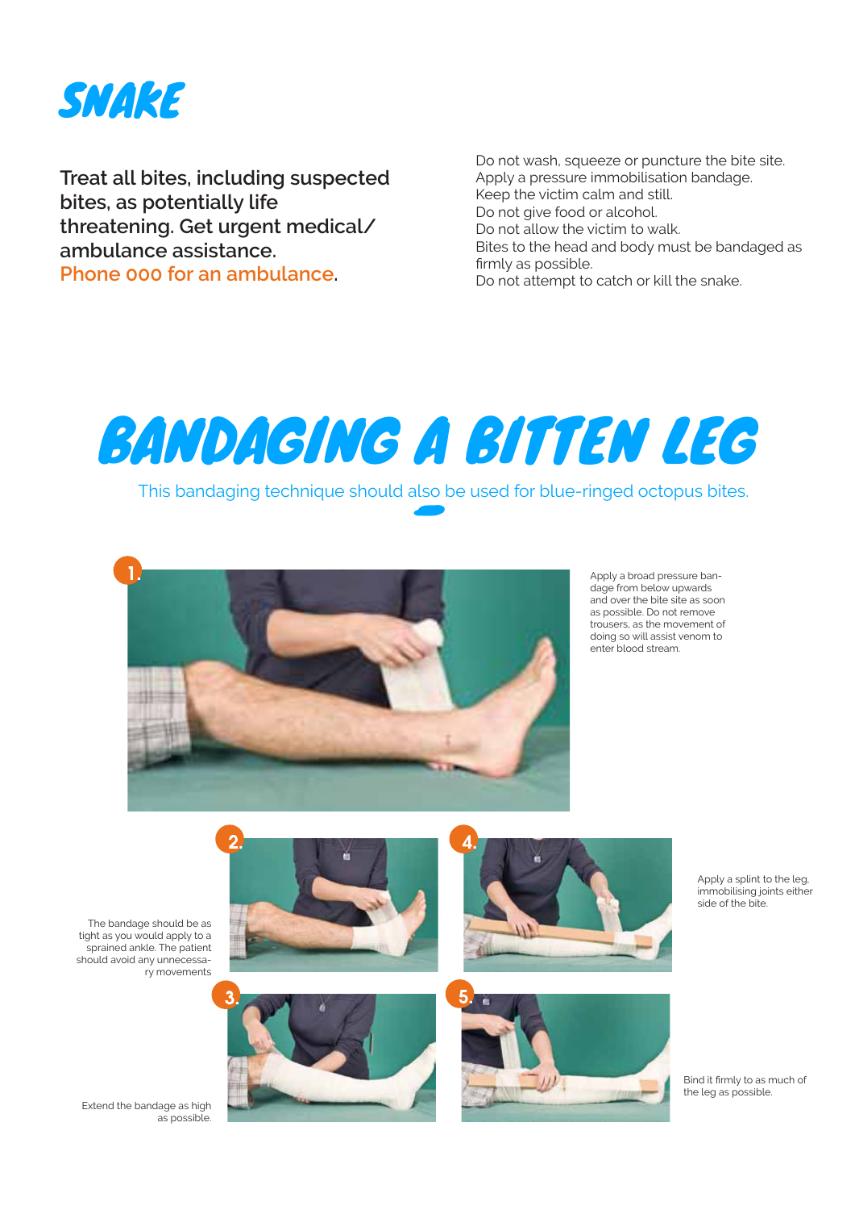# SNAKE

**Treat all bites, including suspected bites, as potentially life threatening. Get urgent medical/ ambulance assistance.**
**Phone 000 for an ambulance.**

Do not wash, squeeze or puncture the bite site.
Apply a pressure immobilisation bandage.
Keep the victim calm and still.
Do not give food or alcohol.
Do not allow the victim to walk.
Bites to the head and body must be bandaged as firmly as possible.
Do not attempt to catch or kill the snake.

# BANDAGING A BITTEN LEG

This bandaging technique should also be used for blue-ringed octopus bites.

1. Apply a broad pressure bandage from below upwards and over the bite site as soon as possible. Do not remove trousers, as the movement of doing so will assist venom to enter blood stream.

2. The bandage should be as tight as you would apply to a sprained ankle. The patient should avoid any unnecessary movements

3. Extend the bandage as high as possible.

4. Apply a splint to the leg, immobilising joints either side of the bite.

5. Bind it firmly to as much of the leg as possible.